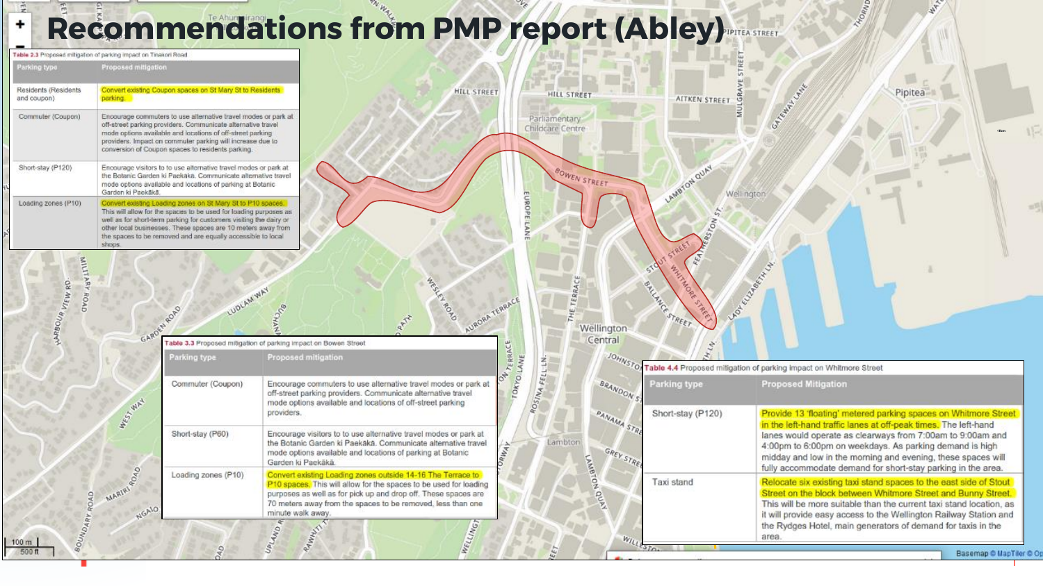# Recommendations from PMP report (Abley)

**Table 2.3** Proposed mitigation of parking impact on Tinakori Road

| Parking type | Proposed mitigation |
|---|---|
| Residents (Residents and coupon) | Convert existing Coupon spaces on St Mary St to Residents parking. |
| Commuter (Coupon) | Encourage commuters to use alternative travel modes or park at off-street parking providers. Communicate alternative travel mode options available and locations of off-street parking providers. Impact on commuter parking will increase due to conversion of Coupon spaces to residents parking. |
| Short-stay (P120) | Encourage visitors to to use alternative travel modes or park at the Botanic Garden ki Paekākā. Communicate alternative travel mode options available and locations of parking at Botanic Garden ki Paekākā. |
| Loading zones (P10) | Convert existing Loading zones on St Mary St to P10 spaces. This will allow for the spaces to be used for loading purposes as well as for short-term parking for customers visiting the dairy or other local businesses. These spaces are 10 meters away from the spaces to be removed and are equally accessible to local shops. |

**Table 3.3** Proposed mitigation of parking impact on Bowen Street

| Parking type | Proposed mitigation |
|---|---|
| Commuter (Coupon) | Encourage commuters to use alternative travel modes or park at off-street parking providers. Communicate alternative travel mode options available and locations of off-street parking providers. |
| Short-stay (P60) | Encourage visitors to to use alternative travel modes or park at the Botanic Garden ki Paekākā. Communicate alternative travel mode options available and locations of parking at Botanic Garden ki Paekākā. |
| Loading zones (P10) | Convert existing Loading zones outside 14-16 The Terrace to P10 spaces. This will allow for the spaces to be used for loading purposes as well as for pick up and drop off. These spaces are 70 meters away from the spaces to be removed, less than one minute walk away. |

**Table 4.4** Proposed mitigation of parking impact on Whitmore Street

| Parking type | Proposed Mitigation |
|---|---|
| Short-stay (P120) | Provide 13 'floating' metered parking spaces on Whitmore Street in the left-hand traffic lanes at off-peak times. The left-hand lanes would operate as clearways from 7:00am to 9:00am and 4:00pm to 6:00pm on weekdays. As parking demand is high midday and low in the morning and evening, these spaces will fully accommodate demand for short-stay parking in the area. |
| Taxi stand | Relocate six existing taxi stand spaces to the east side of Stout Street on the block between Whitmore Street and Bunny Street. This will be more suitable than the current taxi stand location, as it will provide easy access to the Wellington Railway Station and the Rydges Hotel, main generators of demand for taxis in the area. |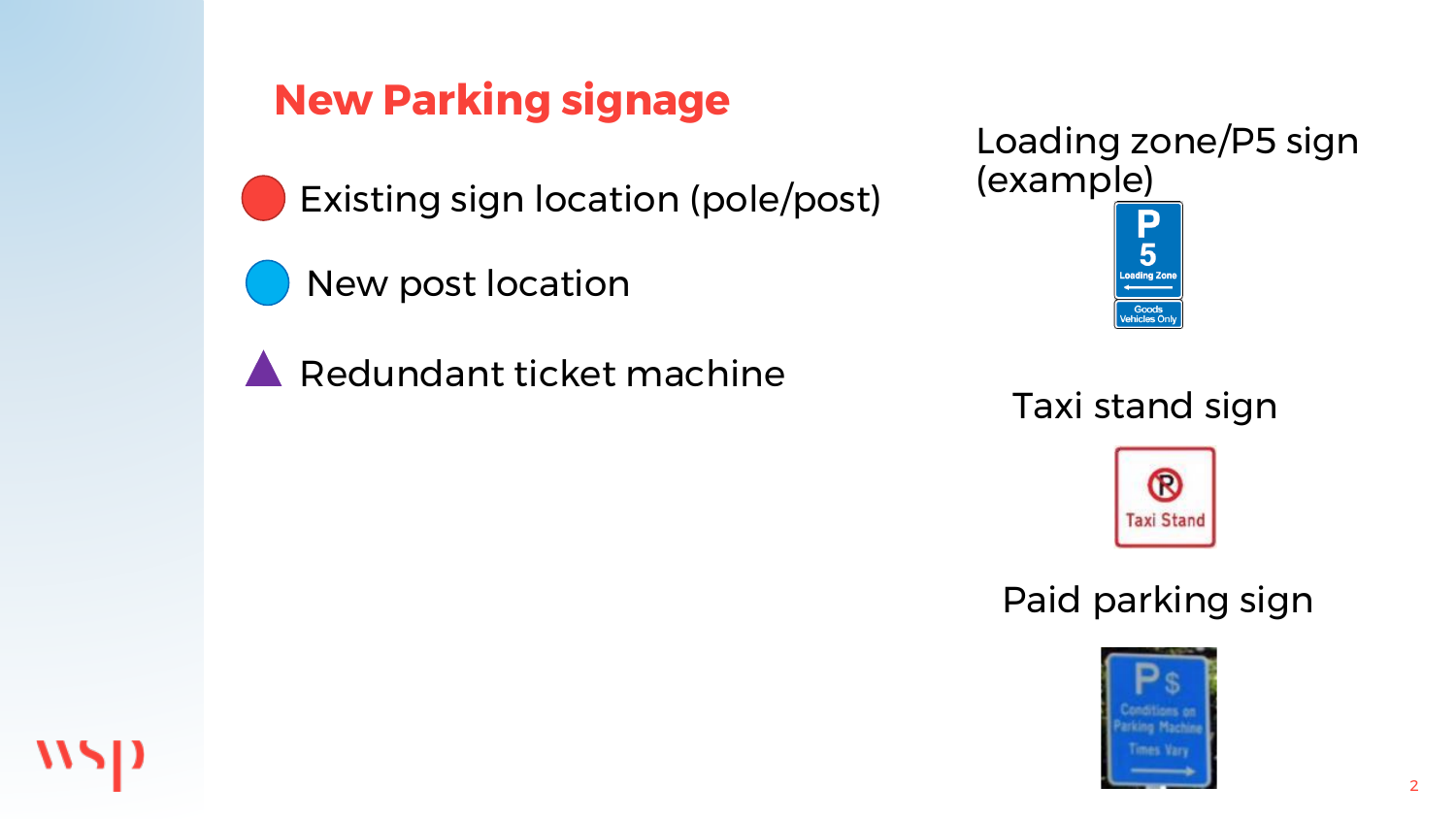# New Parking signage

- Existing sign location (pole/post)
- New post location
- Redundant ticket machine

Loading zone/P5 sign (example)

Taxi stand sign

Paid parking sign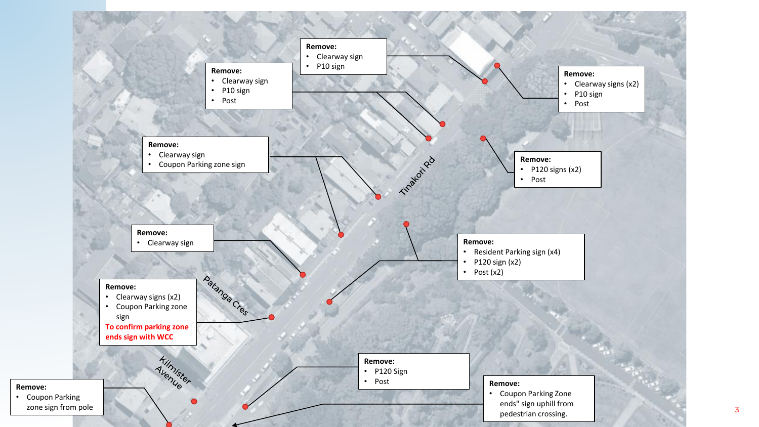Remove:
- Clearway sign
- P10 sign

Remove:
- Clearway sign
- P10 sign
- Post

Remove:
- Clearway signs (x2)
- P10 sign
- Post

Remove:
- Clearway sign
- Coupon Parking zone sign

Tinakori Rd

Remove:
- P120 signs (x2)
- Post

Remove:
- Clearway sign

Remove:
- Resident Parking sign (x4)
- P120 sign (x2)
- Post (x2)

Patanga Cres

Remove:
- Clearway signs (x2)
- Coupon Parking zone sign

To confirm parking zone ends sign with WCC

Kilmister Avenue

Remove:
- P120 Sign
- Post

Remove:
- Coupon Parking zone sign from pole

Remove:
- Coupon Parking Zone ends" sign uphill from pedestrian crossing.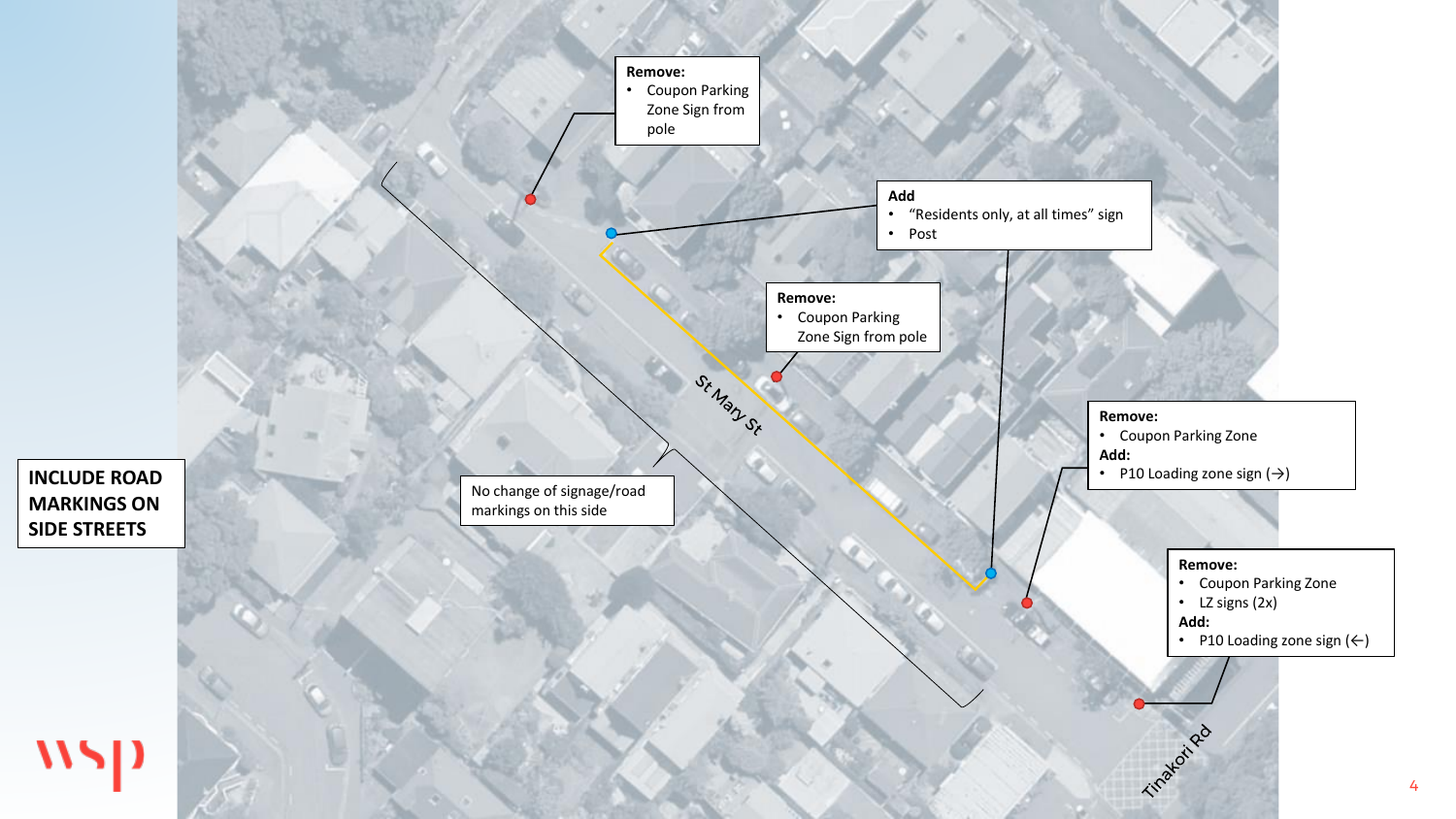**INCLUDE ROAD MARKINGS ON SIDE STREETS**

**Remove:**
- Coupon Parking Zone Sign from pole

**Add**
- "Residents only, at all times" sign
- Post

**Remove:**
- Coupon Parking Zone Sign from pole

**Remove:**
- Coupon Parking Zone

**Add:**
- P10 Loading zone sign (→)

**Remove:**
- Coupon Parking Zone
- LZ signs (2x)

**Add:**
- P10 Loading zone sign (←)

No change of signage/road markings on this side

St Mary St

Tinakori Rd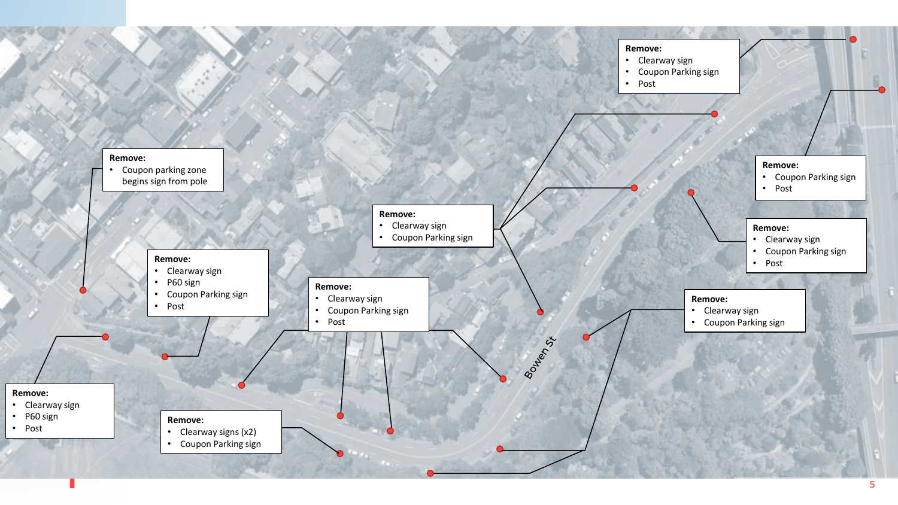**Remove:**
- Clearway sign
- Coupon Parking sign
- Post

**Remove:**
- Coupon parking zone begins sign from pole

**Remove:**
- Coupon Parking sign
- Post

**Remove:**
- Clearway sign
- Coupon Parking sign

**Remove:**
- Clearway sign
- Coupon Parking sign
- Post

**Remove:**
- Clearway sign
- P60 sign
- Coupon Parking sign
- Post

**Remove:**
- Clearway sign
- Coupon Parking sign
- Post

**Remove:**
- Clearway sign
- Coupon Parking sign

Bowen St

**Remove:**
- Clearway sign
- P60 sign
- Post

**Remove:**
- Clearway signs (x2)
- Coupon Parking sign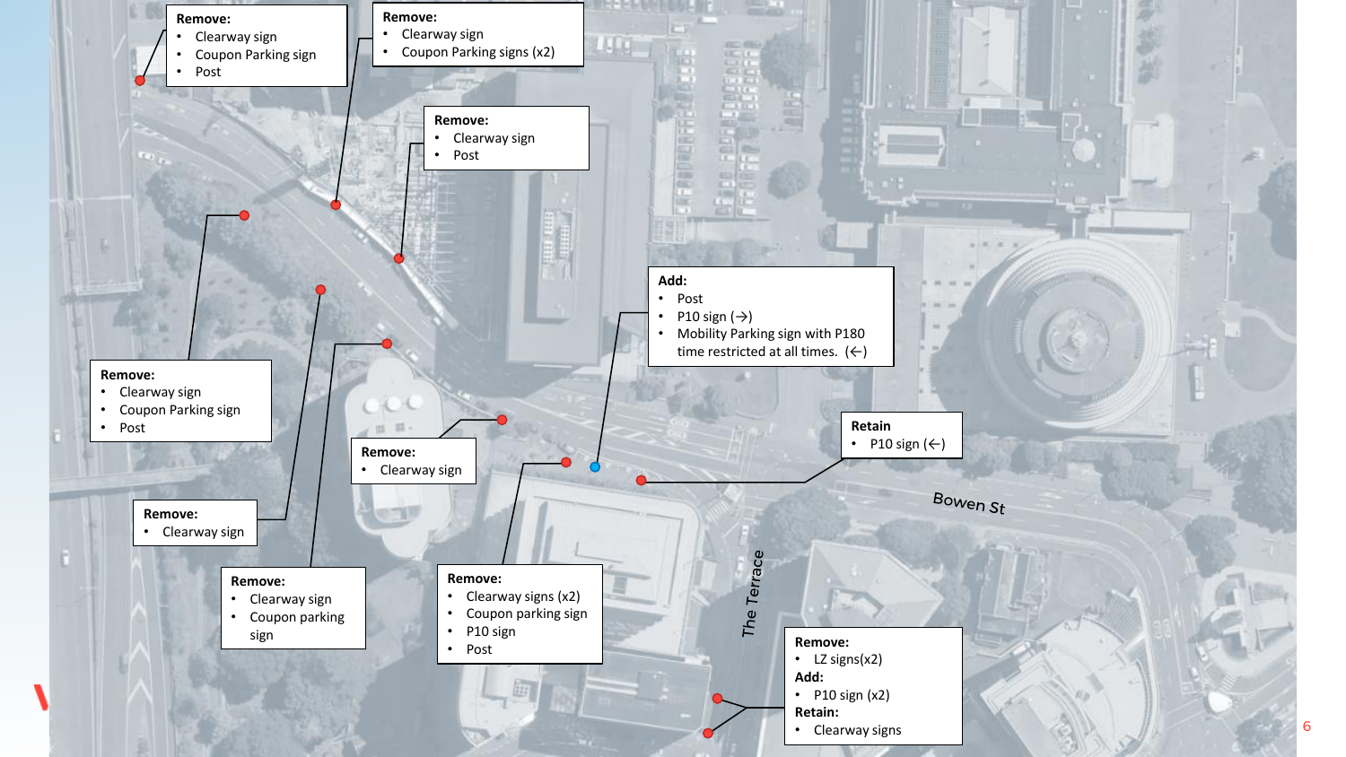**Remove:**
- Clearway sign
- Coupon Parking sign
- Post

**Remove:**
- Clearway sign
- Coupon Parking signs (x2)

**Remove:**
- Clearway sign
- Post

**Add:**
- Post
- P10 sign (→)
- Mobility Parking sign with P180 time restricted at all times. (←)

**Remove:**
- Clearway sign
- Coupon Parking sign
- Post

**Retain**
- P10 sign (←)

**Remove:**
- Clearway sign

Bowen St

**Remove:**
- Clearway sign

The Terrace

**Remove:**
- Clearway sign
- Coupon parking sign

**Remove:**
- Clearway signs (x2)
- Coupon parking sign
- P10 sign
- Post

**Remove:**
- LZ signs(x2)

**Add:**
- P10 sign (x2)

**Retain:**
- Clearway signs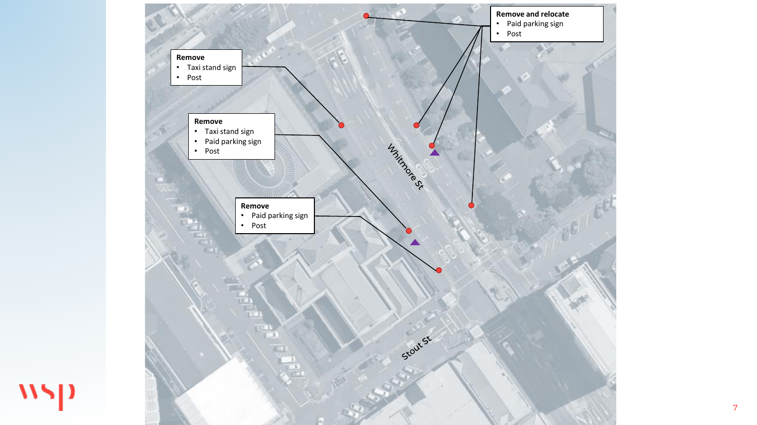**Remove and relocate**

- Paid parking sign
- Post

**Remove**

- Taxi stand sign
- Post

**Remove**

- Taxi stand sign
- Paid parking sign
- Post

**Remove**

- Paid parking sign
- Post

Whitmore St

Stout St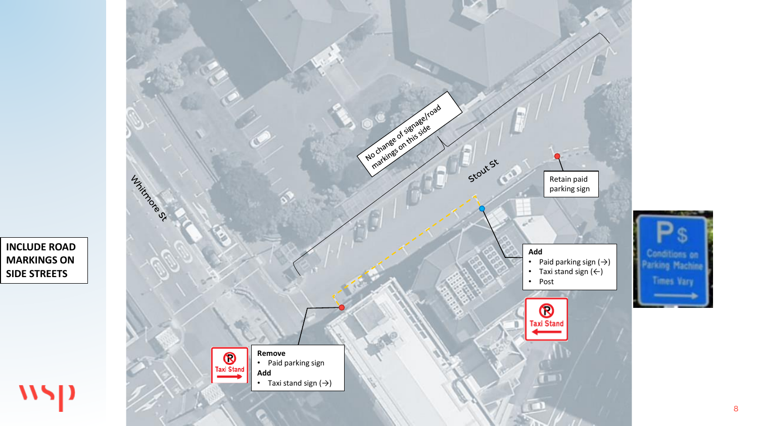INCLUDE ROAD MARKINGS ON SIDE STREETS

Whitmore St

Stout St

No change of signage/road markings on this side

Retain paid parking sign

**Add**
- Paid parking sign (→)
- Taxi stand sign (←)
- Post

**Remove**
- Paid parking sign

**Add**
- Taxi stand sign (→)

Taxi Stand

Taxi Stand

P $ Conditions on Parking Machine Times Vary